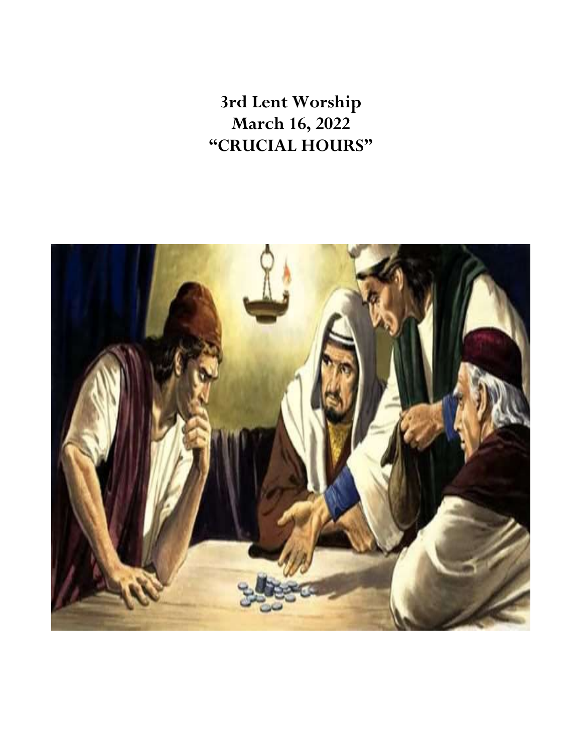# 3rd Lent Worship
# March 16, 2022
# "CRUCIAL HOURS"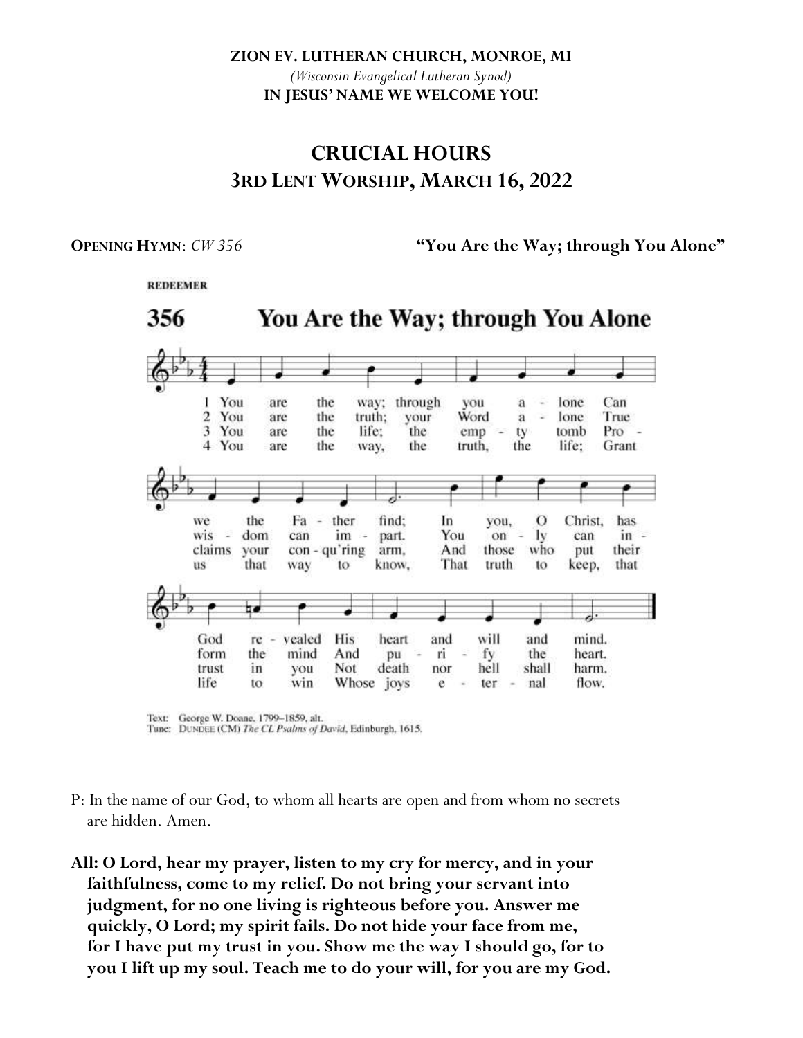**ZION EV. LUTHERAN CHURCH, MONROE, MI**
*(Wisconsin Evangelical Lutheran Synod)*
**IN JESUS' NAME WE WELCOME YOU!**

# CRUCIAL HOURS
## 3RD LENT WORSHIP, MARCH 16, 2022

**OPENING HYMN**: *CW 356* **"You Are the Way; through You Alone"**

REDEEMER

**356 You Are the Way; through You Alone**

1 You are the way; through you alone Can we the Father find; In you, O Christ, has God revealed His heart and will and mind.

2 You are the truth; your Word alone True wisdom can impart. You only can inform the mind And purify the heart.

3 You are the life; the empty tomb Proclaims your conqu'ring arm, And those who put their trust in you Not death nor hell shall harm.

4 You are the way, the truth, the life; Grant us that way to know, That truth to keep, that life to win Whose joys eternal flow.

Text: George W. Doane, 1799–1859, alt.
Tune: DUNDEE (CM) *The CL Psalms of David*, Edinburgh, 1615.

P: In the name of our God, to whom all hearts are open and from whom no secrets are hidden. Amen.

**All: O Lord, hear my prayer, listen to my cry for mercy, and in your faithfulness, come to my relief. Do not bring your servant into judgment, for no one living is righteous before you. Answer me quickly, O Lord; my spirit fails. Do not hide your face from me, for I have put my trust in you. Show me the way I should go, for to you I lift up my soul. Teach me to do your will, for you are my God.**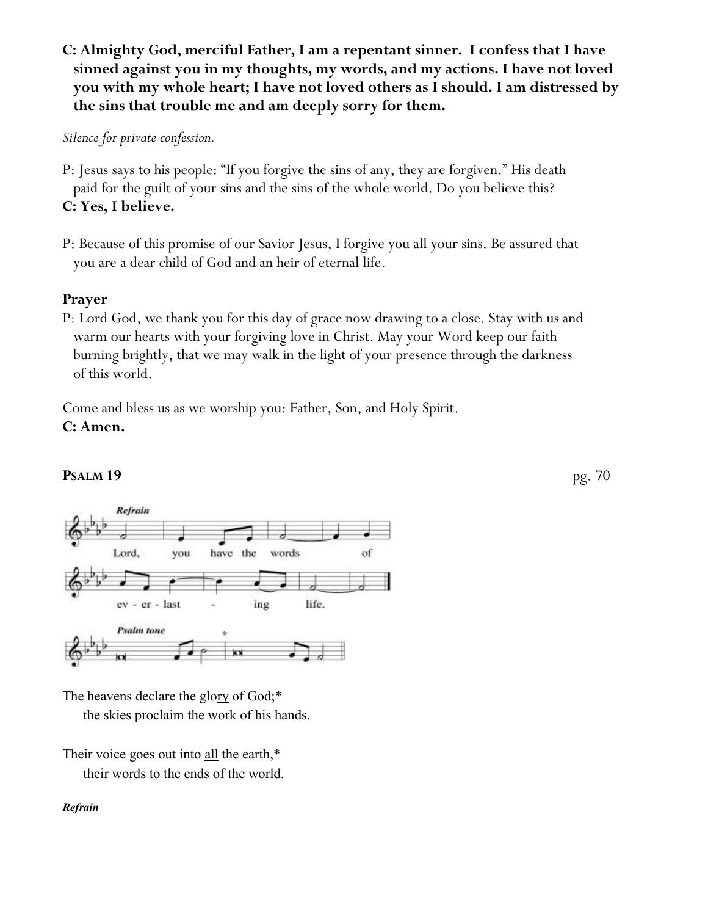**C: Almighty God, merciful Father, I am a repentant sinner. I confess that I have sinned against you in my thoughts, my words, and my actions. I have not loved you with my whole heart; I have not loved others as I should. I am distressed by the sins that trouble me and am deeply sorry for them.**

*Silence for private confession.*

P: Jesus says to his people: "If you forgive the sins of any, they are forgiven." His death paid for the guilt of your sins and the sins of the whole world. Do you believe this?

**C: Yes, I believe.**

P: Because of this promise of our Savior Jesus, I forgive you all your sins. Be assured that you are a dear child of God and an heir of eternal life.

### Prayer

P: Lord God, we thank you for this day of grace now drawing to a close. Stay with us and warm our hearts with your forgiving love in Christ. May your Word keep our faith burning brightly, that we may walk in the light of your presence through the darkness of this world.

Come and bless us as we worship you: Father, Son, and Holy Spirit.

**C: Amen.**

### PSALM 19 pg. 70

*Refrain*

Lord, you have the words of ev - er - last - ing life.

*Psalm tone*

The heavens declare the glory of God;*
the skies proclaim the work of his hands.

Their voice goes out into all the earth,*
their words to the ends of the world.

***Refrain***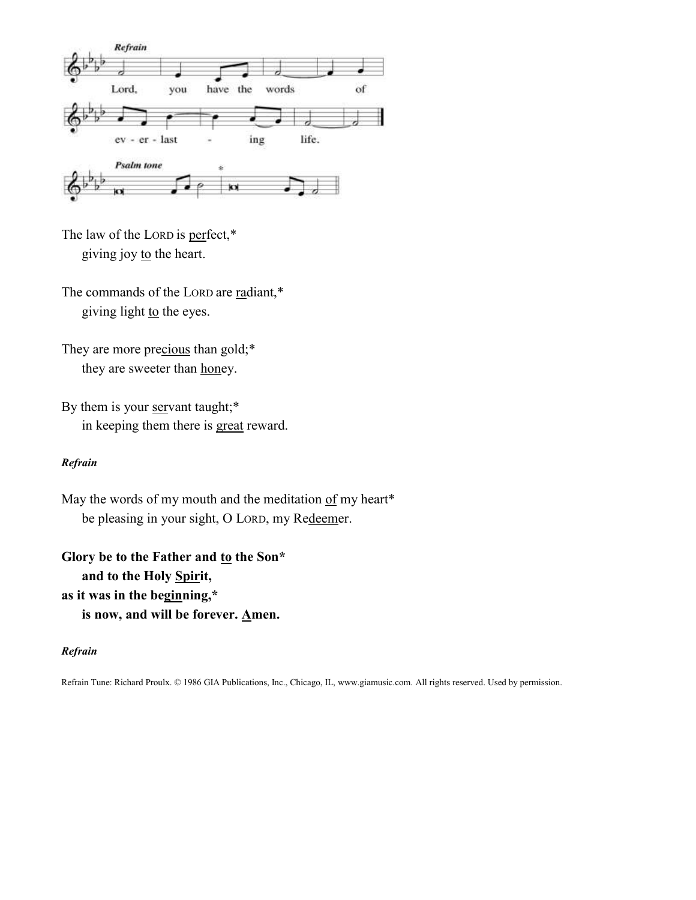**Refrain**

Lord, you have the words of ev - er - last - ing life.

**Psalm tone**

The law of the LORD is <u>per</u>fect,*
giving joy <u>to</u> the heart.

The commands of the LORD are <u>ra</u>diant,*
giving light <u>to</u> the eyes.

They are more pre<u>cious</u> than gold;*
they are sweeter than <u>hon</u>ey.

By them is your <u>ser</u>vant taught;*
in keeping them there is <u>great</u> reward.

***Refrain***

May the words of my mouth and the meditation <u>of</u> my heart*
be pleasing in your sight, O LORD, my Re<u>deem</u>er.

**Glory be to the Father and <u>to</u> the Son***
**and to the Holy <u>Spir</u>it,**
**as it was in the be<u>gin</u>ning,***
**is now, and will be forever. <u>A</u>men.**

***Refrain***

Refrain Tune: Richard Proulx. © 1986 GIA Publications, Inc., Chicago, IL, www.giamusic.com. All rights reserved. Used by permission.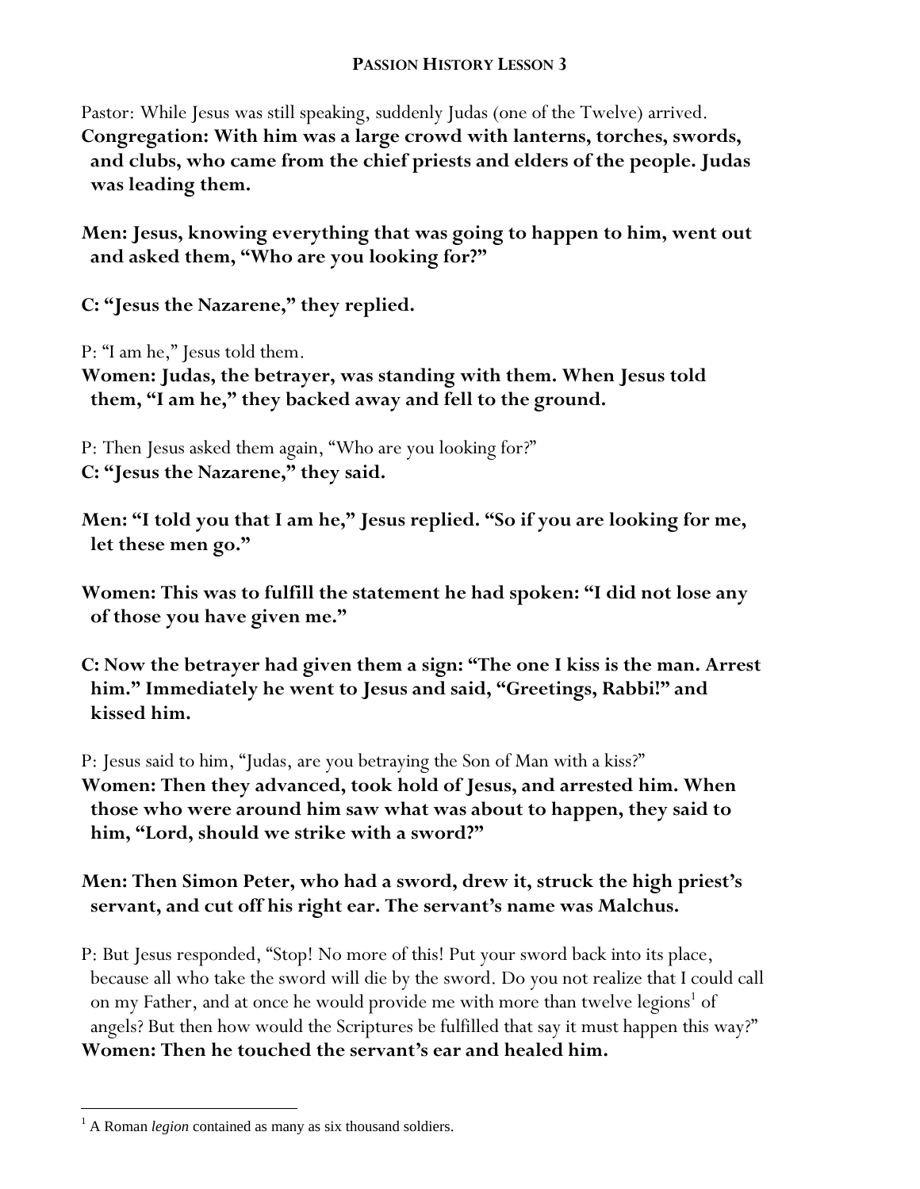## PASSION HISTORY LESSON 3

Pastor: While Jesus was still speaking, suddenly Judas (one of the Twelve) arrived.
**Congregation: With him was a large crowd with lanterns, torches, swords, and clubs, who came from the chief priests and elders of the people. Judas was leading them.**

**Men: Jesus, knowing everything that was going to happen to him, went out and asked them, "Who are you looking for?"**

**C: "Jesus the Nazarene," they replied.**

P: "I am he," Jesus told them.
**Women: Judas, the betrayer, was standing with them. When Jesus told them, "I am he," they backed away and fell to the ground.**

P: Then Jesus asked them again, "Who are you looking for?"
**C: "Jesus the Nazarene," they said.**

**Men: "I told you that I am he," Jesus replied. "So if you are looking for me, let these men go."**

**Women: This was to fulfill the statement he had spoken: "I did not lose any of those you have given me."**

**C: Now the betrayer had given them a sign: "The one I kiss is the man. Arrest him." Immediately he went to Jesus and said, "Greetings, Rabbi!" and kissed him.**

P: Jesus said to him, "Judas, are you betraying the Son of Man with a kiss?"
**Women: Then they advanced, took hold of Jesus, and arrested him. When those who were around him saw what was about to happen, they said to him, "Lord, should we strike with a sword?"**

**Men: Then Simon Peter, who had a sword, drew it, struck the high priest's servant, and cut off his right ear. The servant's name was Malchus.**

P: But Jesus responded, "Stop! No more of this! Put your sword back into its place, because all who take the sword will die by the sword. Do you not realize that I could call on my Father, and at once he would provide me with more than twelve legions[1] of angels? But then how would the Scriptures be fulfilled that say it must happen this way?"
**Women: Then he touched the servant's ear and healed him.**

---

[1] A Roman *legion* contained as many as six thousand soldiers.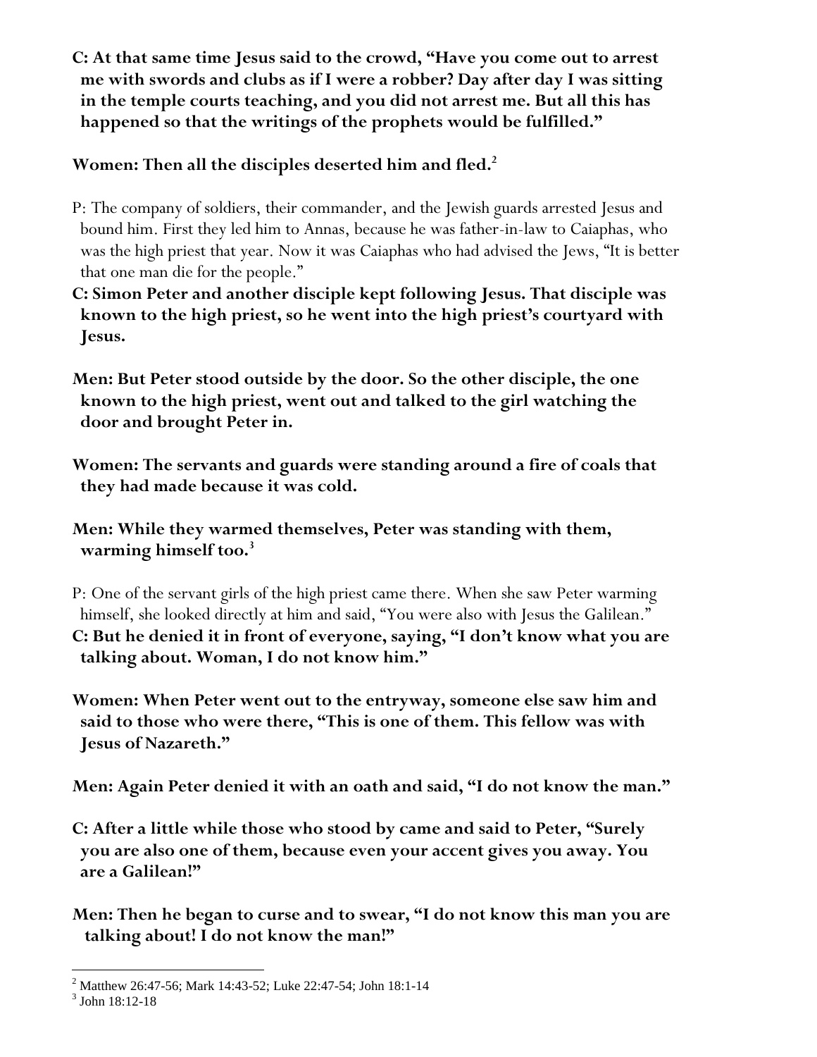**C: At that same time Jesus said to the crowd, "Have you come out to arrest me with swords and clubs as if I were a robber? Day after day I was sitting in the temple courts teaching, and you did not arrest me. But all this has happened so that the writings of the prophets would be fulfilled."**

**Women: Then all the disciples deserted him and fled.**[2]

P: The company of soldiers, their commander, and the Jewish guards arrested Jesus and bound him. First they led him to Annas, because he was father-in-law to Caiaphas, who was the high priest that year. Now it was Caiaphas who had advised the Jews, "It is better that one man die for the people."

**C: Simon Peter and another disciple kept following Jesus. That disciple was known to the high priest, so he went into the high priest's courtyard with Jesus.**

**Men: But Peter stood outside by the door. So the other disciple, the one known to the high priest, went out and talked to the girl watching the door and brought Peter in.**

**Women: The servants and guards were standing around a fire of coals that they had made because it was cold.**

**Men: While they warmed themselves, Peter was standing with them, warming himself too.**[3]

P: One of the servant girls of the high priest came there. When she saw Peter warming himself, she looked directly at him and said, "You were also with Jesus the Galilean."

**C: But he denied it in front of everyone, saying, "I don't know what you are talking about. Woman, I do not know him."**

**Women: When Peter went out to the entryway, someone else saw him and said to those who were there, "This is one of them. This fellow was with Jesus of Nazareth."**

**Men: Again Peter denied it with an oath and said, "I do not know the man."**

**C: After a little while those who stood by came and said to Peter, "Surely you are also one of them, because even your accent gives you away. You are a Galilean!"**

**Men: Then he began to curse and to swear, "I do not know this man you are talking about! I do not know the man!"**

---

[2] Matthew 26:47-56; Mark 14:43-52; Luke 22:47-54; John 18:1-14

[3] John 18:12-18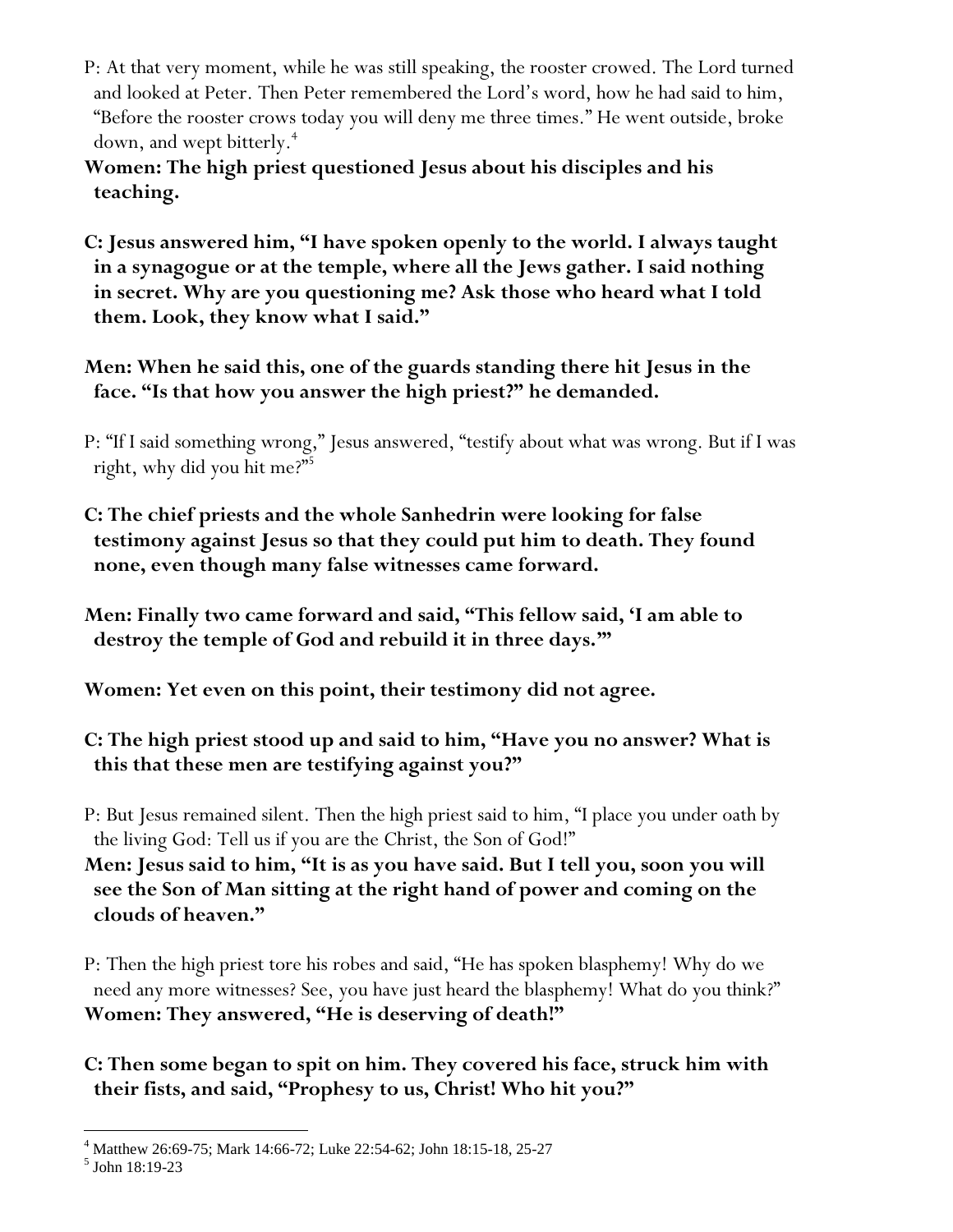P: At that very moment, while he was still speaking, the rooster crowed. The Lord turned and looked at Peter. Then Peter remembered the Lord's word, how he had said to him, "Before the rooster crows today you will deny me three times." He went outside, broke down, and wept bitterly.[4]

**Women: The high priest questioned Jesus about his disciples and his teaching.**

**C: Jesus answered him, "I have spoken openly to the world. I always taught in a synagogue or at the temple, where all the Jews gather. I said nothing in secret. Why are you questioning me? Ask those who heard what I told them. Look, they know what I said."**

**Men: When he said this, one of the guards standing there hit Jesus in the face. "Is that how you answer the high priest?" he demanded.**

P: "If I said something wrong," Jesus answered, "testify about what was wrong. But if I was right, why did you hit me?"[5]

**C: The chief priests and the whole Sanhedrin were looking for false testimony against Jesus so that they could put him to death. They found none, even though many false witnesses came forward.**

**Men: Finally two came forward and said, "This fellow said, 'I am able to destroy the temple of God and rebuild it in three days.'"**

**Women: Yet even on this point, their testimony did not agree.**

**C: The high priest stood up and said to him, "Have you no answer? What is this that these men are testifying against you?"**

P: But Jesus remained silent. Then the high priest said to him, "I place you under oath by the living God: Tell us if you are the Christ, the Son of God!"

**Men: Jesus said to him, "It is as you have said. But I tell you, soon you will see the Son of Man sitting at the right hand of power and coming on the clouds of heaven."**

P: Then the high priest tore his robes and said, "He has spoken blasphemy! Why do we need any more witnesses? See, you have just heard the blasphemy! What do you think?"

**Women: They answered, "He is deserving of death!"**

**C: Then some began to spit on him. They covered his face, struck him with their fists, and said, "Prophesy to us, Christ! Who hit you?"**

---

[4] Matthew 26:69-75; Mark 14:66-72; Luke 22:54-62; John 18:15-18, 25-27

[5] John 18:19-23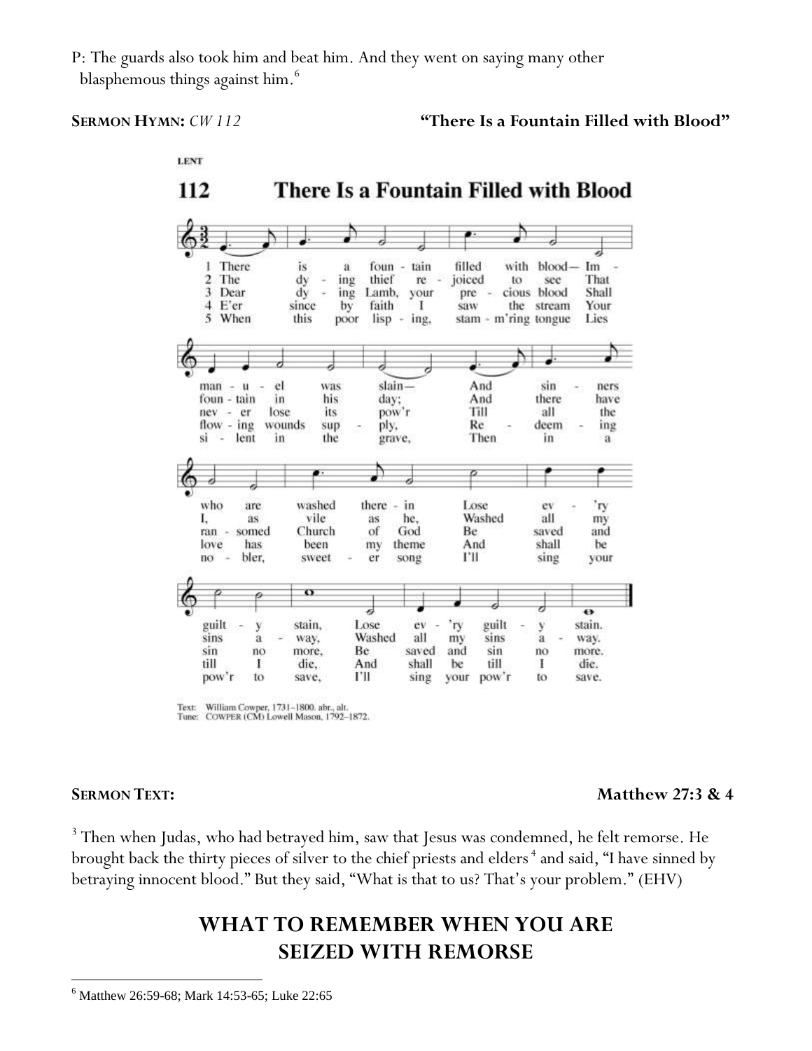P: The guards also took him and beat him. And they went on saying many other blasphemous things against him.[6]

**SERMON HYMN:** *CW 112* **"There Is a Fountain Filled with Blood"**

LENT

**112 There Is a Fountain Filled with Blood**

1 There is a fountain filled with blood— Immanuel was slain— And sinners who are washed therein Lose ev'ry guilty stain, Lose ev'ry guilty stain.

2 The dying thief rejoiced to see That fountain in his day; And there have I, as vile as he, Washed all my sins away, Washed all my sins away.

3 Dear dying Lamb, your precious blood Shall never lose its pow'r Till all the ransomed Church of God Be saved and sin no more, Be saved and sin no more.

4 E'er since by faith I saw the stream Your flowing wounds supply, Redeeming love has been my theme And shall be till I die, And shall be till I die.

5 When this poor lisping, stam'ring tongue Lies silent in the grave, Then in a nobler, sweeter song I'll sing your pow'r to save, I'll sing your pow'r to save.

Text: William Cowper, 1731–1800, abr., alt.
Tune: COWPER (CM) Lowell Mason, 1792–1872.

**SERMON TEXT:** **Matthew 27:3 & 4**

[3] Then when Judas, who had betrayed him, saw that Jesus was condemned, he felt remorse. He brought back the thirty pieces of silver to the chief priests and elders [4] and said, "I have sinned by betraying innocent blood." But they said, "What is that to us? That's your problem." (EHV)

## WHAT TO REMEMBER WHEN YOU ARE SEIZED WITH REMORSE

[6] Matthew 26:59-68; Mark 14:53-65; Luke 22:65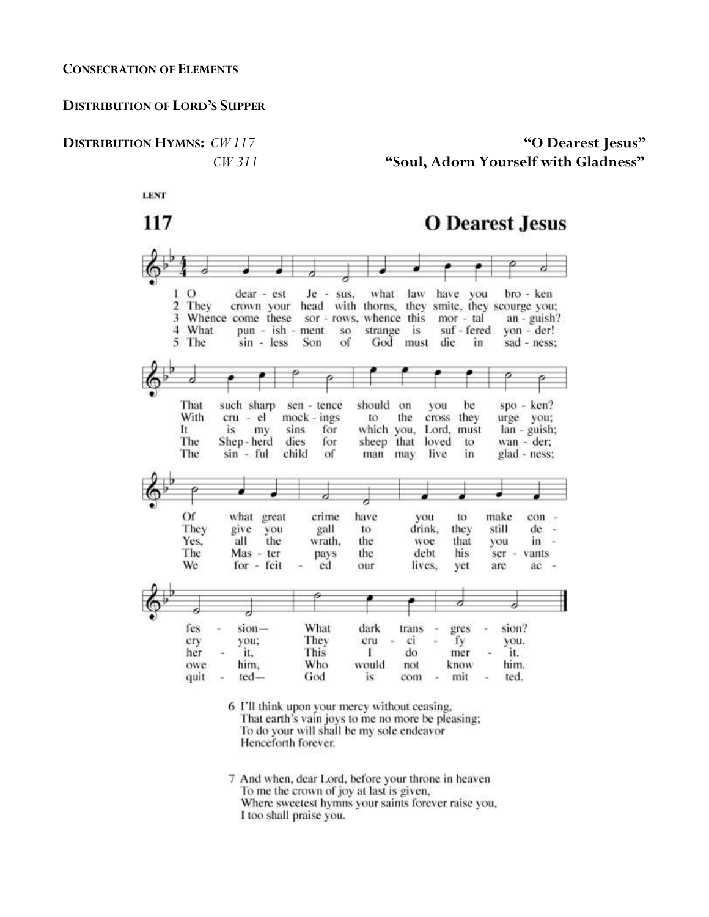**CONSECRATION OF ELEMENTS**

**DISTRIBUTION OF LORD'S SUPPER**

**DISTRIBUTION HYMNS:** *CW 117* **"O Dearest Jesus"**
*CW 311* **"Soul, Adorn Yourself with Gladness"**

LENT

# 117 O Dearest Jesus

1 O dearest Jesus, what law have you broken
That such sharp sentence should on you be spoken?
Of what great crime have you to make confession—
What dark transgression?

2 They crown your head with thorns, they smite, they scourge you;
With cruel mockings to the cross they urge you;
They give you gall to drink, they still decry you;
They crucify you.

3 Whence come these sorrows, whence this mortal anguish?
It is my sins for which you, Lord, must languish;
Yes, all the wrath, the woe that you inherit,
This I do merit.

4 What punishment so strange is suffered yonder!
The Shepherd dies for sheep that loved to wander;
The Master pays the debt his servants owe him,
Who would not know him.

5 The sinless Son of God must die in sadness;
The sinful child of man may live in gladness;
We forfeited our lives, yet are acquitted—
God is committed.

6 I'll think upon your mercy without ceasing,
That earth's vain joys to me no more be pleasing;
To do your will shall be my sole endeavor
Henceforth forever.

7 And when, dear Lord, before your throne in heaven
To me the crown of joy at last is given,
Where sweetest hymns your saints forever raise you,
I too shall praise you.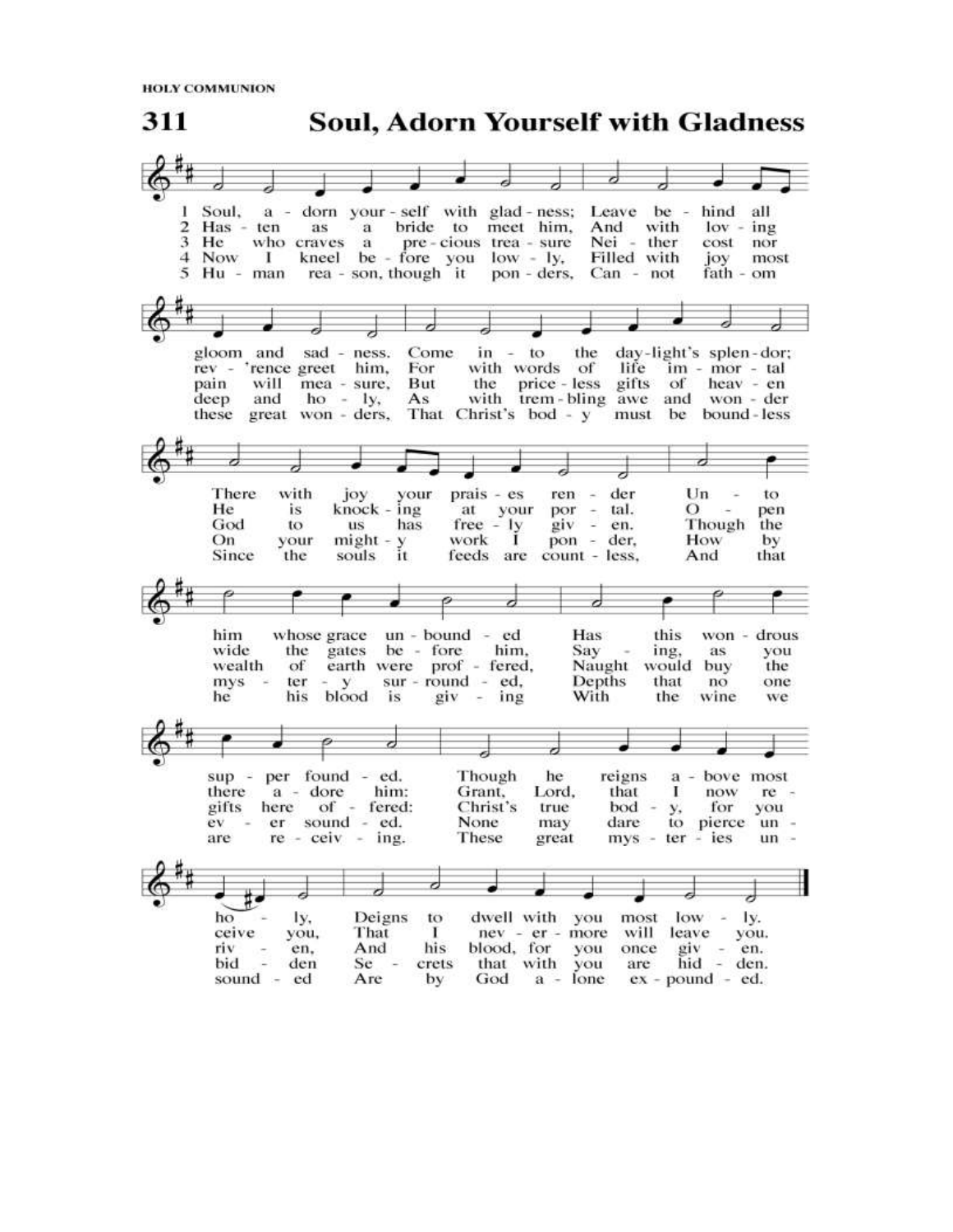HOLY COMMUNION

# 311 Soul, Adorn Yourself with Gladness

1 Soul, adorn yourself with gladness;
Leave behind all gloom and sadness.
Come into the daylight's splendor;
There with joy your praises render
Unto him whose grace unbounded
Has this wondrous supper founded.
Though he reigns above most holy,
Deigns to dwell with you most lowly.

2 Hasten as a bride to meet him,
And with loving rev'rence greet him,
For with words of life immortal
He is knocking at your portal.
Open wide the gates before him,
Saying, as you there adore him:
Grant, Lord, that I now receive you,
That I nevermore will leave you.

3 He who craves a precious treasure
Neither cost nor pain will measure,
But the priceless gifts of heaven
God to us has freely given.
Though the wealth of earth were proffered,
Naught would buy the gifts here offered:
Christ's true body, for you riven,
And his blood, for you once given.

4 Now I kneel before you lowly,
Filled with joy most deep and holy,
As with trembling awe and wonder
On your mighty work I ponder,
How by mystery surrounded,
Depths that no one ever sounded.
None may dare to pierce unbidden
Secrets that with you are hidden.

5 Human reason, though it ponders,
Cannot fathom these great wonders,
That Christ's body must be boundless
Since the souls it feeds are countless,
And that he his blood is giving
With the wine we are receiving.
These great mysteries unsounded
Are by God alone expounded.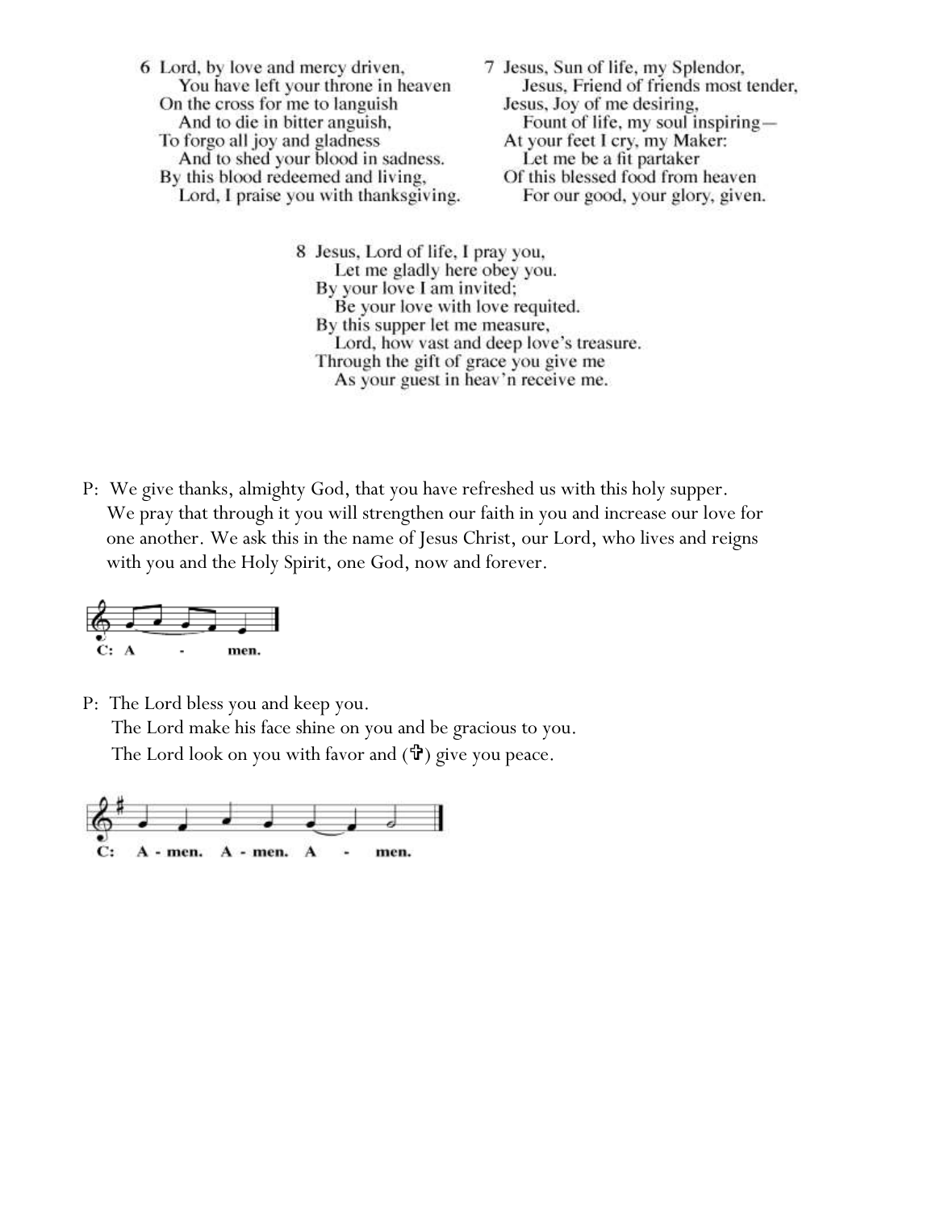6 Lord, by love and mercy driven,
  You have left your throne in heaven
On the cross for me to languish
  And to die in bitter anguish,
To forgo all joy and gladness
  And to shed your blood in sadness.
By this blood redeemed and living,
  Lord, I praise you with thanksgiving.

7 Jesus, Sun of life, my Splendor,
  Jesus, Friend of friends most tender,
Jesus, Joy of me desiring,
  Fount of life, my soul inspiring—
At your feet I cry, my Maker:
  Let me be a fit partaker
Of this blessed food from heaven
  For our good, your glory, given.

8 Jesus, Lord of life, I pray you,
  Let me gladly here obey you.
By your love I am invited;
  Be your love with love requited.
By this supper let me measure,
  Lord, how vast and deep love's treasure.
Through the gift of grace you give me
  As your guest in heav'n receive me.

P: We give thanks, almighty God, that you have refreshed us with this holy supper. We pray that through it you will strengthen our faith in you and increase our love for one another. We ask this in the name of Jesus Christ, our Lord, who lives and reigns with you and the Holy Spirit, one God, now and forever.

C: Amen.

P: The Lord bless you and keep you.
The Lord make his face shine on you and be gracious to you.
The Lord look on you with favor and (✞) give you peace.

C: Amen. Amen. Amen.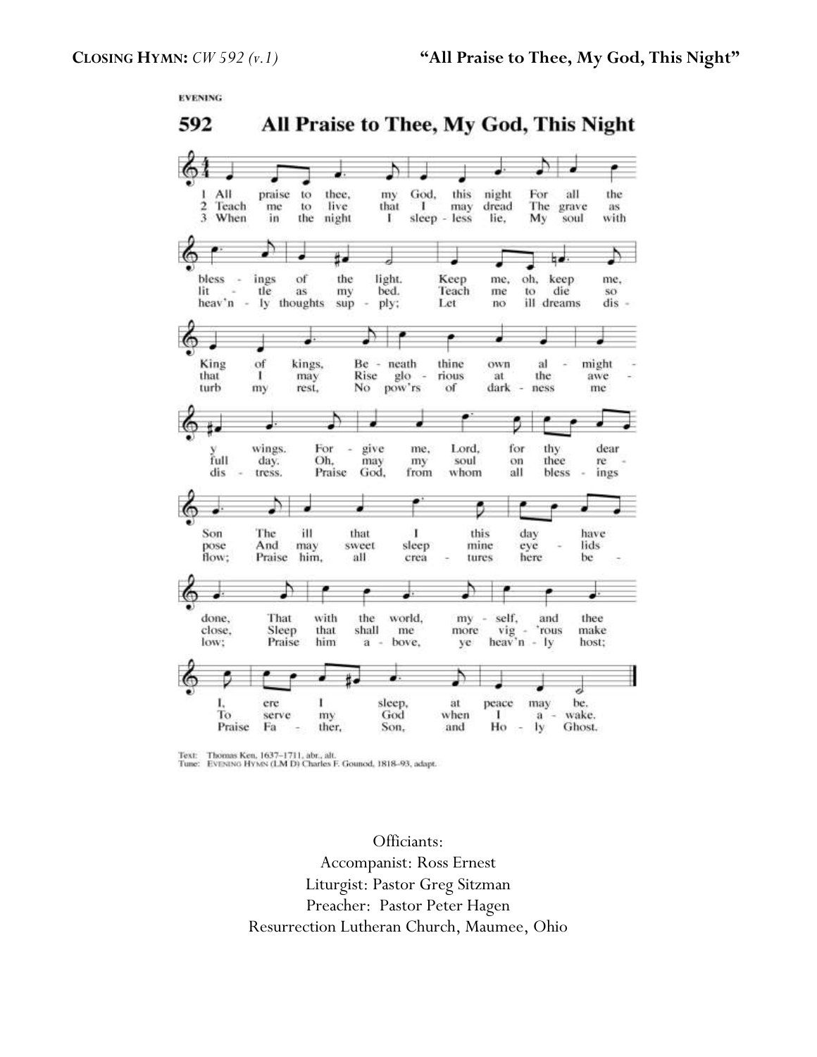**CLOSING HYMN:** *CW 592 (v.1)* **"All Praise to Thee, My God, This Night"**

EVENING

## 592 All Praise to Thee, My God, This Night

1 All praise to thee, my God, this night
For all the blessings of the light.
Keep me, oh, keep me, King of kings,
Beneath thine own almighty wings.
Forgive me, Lord, for thy dear Son
The ill that I this day have done,
That with the world, myself, and thee
I, ere I sleep, at peace may be.

2 Teach me to live that I may dread
The grave as little as my bed.
Teach me to die so that I may
Rise glorious at the awe-full day.
Oh, may my soul on thee repose
And may sweet sleep mine eyelids close,
Sleep that shall me more vig'rous make
To serve my God when I awake.

3 When in the night I sleepless lie,
My soul with heav'nly thoughts supply;
Let no ill dreams disturb my rest,
No pow'rs of darkness me distress.
Praise God, from whom all blessings flow;
Praise him, all creatures here below;
Praise him above, ye heav'nly host;
Praise Father, Son, and Holy Ghost.

Text: Thomas Ken, 1637–1711, abr., alt.
Tune: EVENING HYMN (LM D) Charles F. Gounod, 1818–93, adapt.

Officiants:
Accompanist: Ross Ernest
Liturgist: Pastor Greg Sitzman
Preacher: Pastor Peter Hagen
Resurrection Lutheran Church, Maumee, Ohio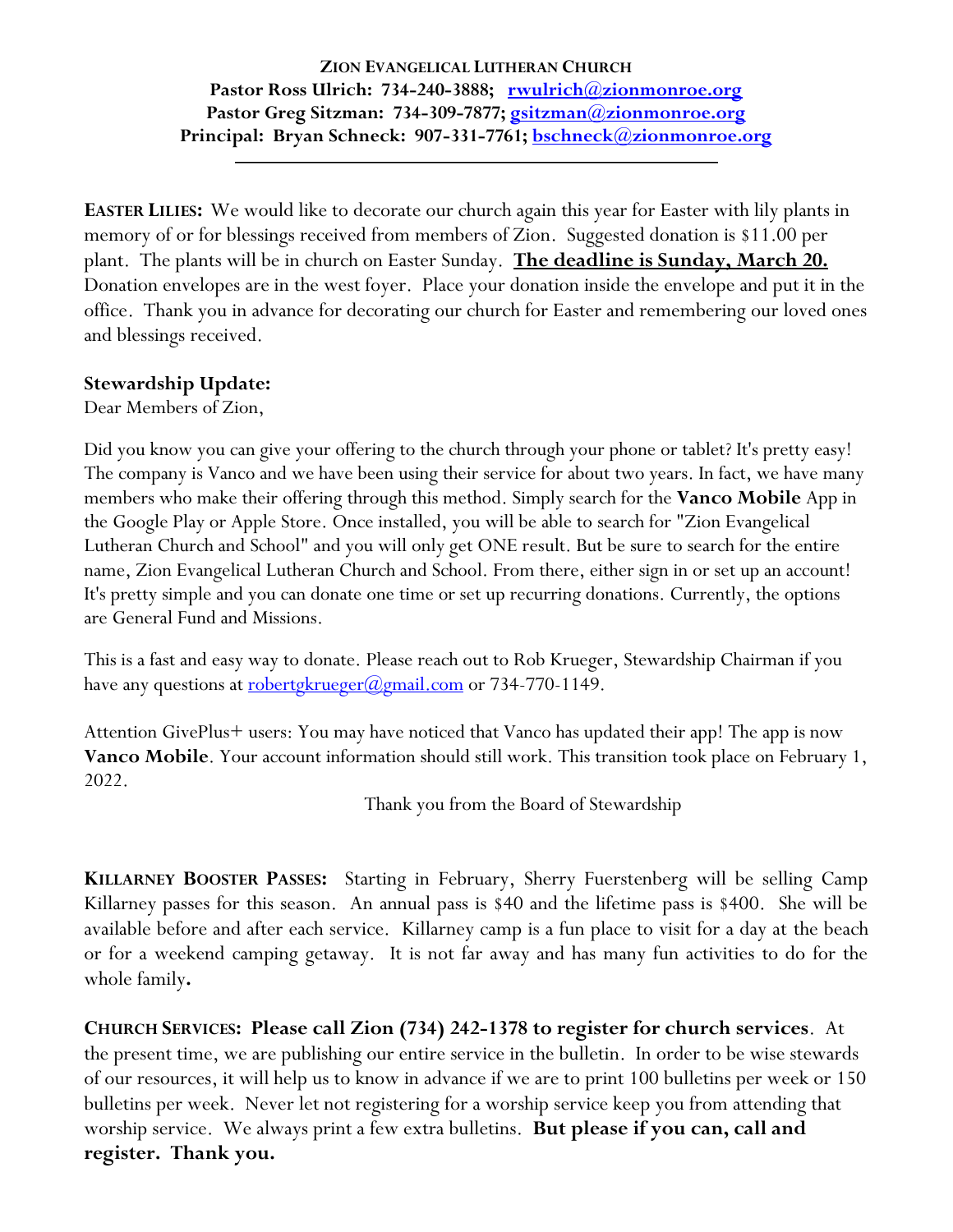**ZION EVANGELICAL LUTHERAN CHURCH**
**Pastor Ross Ulrich: 734-240-3888; rwulrich@zionmonroe.org**
**Pastor Greg Sitzman: 734-309-7877; gsitzman@zionmonroe.org**
**Principal: Bryan Schneck: 907-331-7761; bschneck@zionmonroe.org**

---

**EASTER LILIES:** We would like to decorate our church again this year for Easter with lily plants in memory of or for blessings received from members of Zion. Suggested donation is $11.00 per plant. The plants will be in church on Easter Sunday. **The deadline is Sunday, March 20.** Donation envelopes are in the west foyer. Place your donation inside the envelope and put it in the office. Thank you in advance for decorating our church for Easter and remembering our loved ones and blessings received.

**Stewardship Update:**

Dear Members of Zion,

Did you know you can give your offering to the church through your phone or tablet? It's pretty easy! The company is Vanco and we have been using their service for about two years. In fact, we have many members who make their offering through this method. Simply search for the **Vanco Mobile** App in the Google Play or Apple Store. Once installed, you will be able to search for "Zion Evangelical Lutheran Church and School" and you will only get ONE result. But be sure to search for the entire name, Zion Evangelical Lutheran Church and School. From there, either sign in or set up an account! It's pretty simple and you can donate one time or set up recurring donations. Currently, the options are General Fund and Missions.

This is a fast and easy way to donate. Please reach out to Rob Krueger, Stewardship Chairman if you have any questions at robertgkrueger@gmail.com or 734-770-1149.

Attention GivePlus+ users: You may have noticed that Vanco has updated their app! The app is now **Vanco Mobile**. Your account information should still work. This transition took place on February 1, 2022.

Thank you from the Board of Stewardship

**KILLARNEY BOOSTER PASSES:** Starting in February, Sherry Fuerstenberg will be selling Camp Killarney passes for this season. An annual pass is $40 and the lifetime pass is $400. She will be available before and after each service. Killarney camp is a fun place to visit for a day at the beach or for a weekend camping getaway. It is not far away and has many fun activities to do for the whole family**.**

**CHURCH SERVICES: Please call Zion (734) 242-1378 to register for church services**. At the present time, we are publishing our entire service in the bulletin. In order to be wise stewards of our resources, it will help us to know in advance if we are to print 100 bulletins per week or 150 bulletins per week. Never let not registering for a worship service keep you from attending that worship service. We always print a few extra bulletins. **But please if you can, call and register. Thank you.**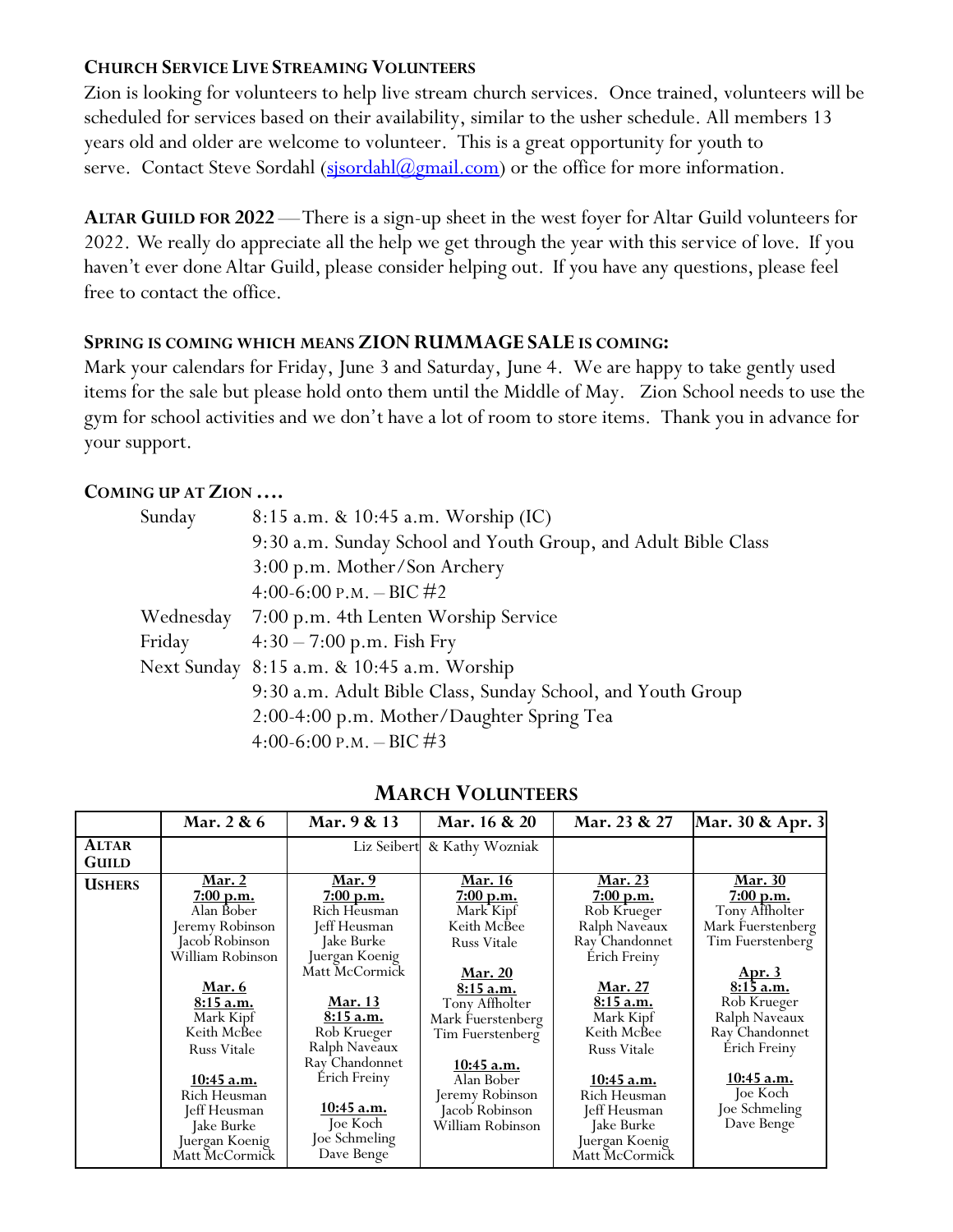### CHURCH SERVICE LIVE STREAMING VOLUNTEERS

Zion is looking for volunteers to help live stream church services. Once trained, volunteers will be scheduled for services based on their availability, similar to the usher schedule. All members 13 years old and older are welcome to volunteer. This is a great opportunity for youth to serve. Contact Steve Sordahl (sjsordahl@gmail.com) or the office for more information.

**ALTAR GUILD FOR 2022** — There is a sign-up sheet in the west foyer for Altar Guild volunteers for 2022. We really do appreciate all the help we get through the year with this service of love. If you haven't ever done Altar Guild, please consider helping out. If you have any questions, please feel free to contact the office.

### SPRING IS COMING WHICH MEANS ZION RUMMAGE SALE IS COMING:

Mark your calendars for Friday, June 3 and Saturday, June 4. We are happy to take gently used items for the sale but please hold onto them until the Middle of May. Zion School needs to use the gym for school activities and we don't have a lot of room to store items. Thank you in advance for your support.

### COMING UP AT ZION ….

| | |
|---|---|
| Sunday | 8:15 a.m. & 10:45 a.m. Worship (IC) |
| | 9:30 a.m. Sunday School and Youth Group, and Adult Bible Class |
| | 3:00 p.m. Mother/Son Archery |
| | 4:00-6:00 P.M. – BIC #2 |
| Wednesday | 7:00 p.m. 4th Lenten Worship Service |
| Friday | 4:30 – 7:00 p.m. Fish Fry |
| Next Sunday | 8:15 a.m. & 10:45 a.m. Worship |
| | 9:30 a.m. Adult Bible Class, Sunday School, and Youth Group |
| | 2:00-4:00 p.m. Mother/Daughter Spring Tea |
| | 4:00-6:00 P.M. – BIC #3 |

## MARCH VOLUNTEERS

| | Mar. 2 & 6 | Mar. 9 & 13 | Mar. 16 & 20 | Mar. 23 & 27 | Mar. 30 & Apr. 3 |
|---|---|---|---|---|---|
| **ALTAR GUILD** | | Liz Seibert | & Kathy Wozniak | | |
| **USHERS** | **Mar. 2** **7:00 p.m.** Alan Bober, Jeremy Robinson, Jacob Robinson, William Robinson<br><br>**Mar. 6** **8:15 a.m.** Mark Kipf, Keith McBee, Russ Vitale<br><br>**10:45 a.m.** Rich Heusman, Jeff Heusman, Jake Burke, Juergan Koenig, Matt McCormick | **Mar. 9** **7:00 p.m.** Rich Heusman, Jeff Heusman, Jake Burke, Juergan Koenig, Matt McCormick<br><br>**Mar. 13** **8:15 a.m.** Rob Krueger, Ralph Naveaux, Ray Chandonnet, Erich Freiny<br><br>**10:45 a.m.** Joe Koch, Joe Schmeling, Dave Benge | **Mar. 16** **7:00 p.m.** Mark Kipf, Keith McBee, Russ Vitale<br><br>**Mar. 20** **8:15 a.m.** Tony Affholter, Mark Fuerstenberg, Tim Fuerstenberg<br><br>**10:45 a.m.** Alan Bober, Jeremy Robinson, Jacob Robinson, William Robinson | **Mar. 23** **7:00 p.m.** Rob Krueger, Ralph Naveaux, Ray Chandonnet, Erich Freiny<br><br>**Mar. 27** **8:15 a.m.** Mark Kipf, Keith McBee, Russ Vitale<br><br>**10:45 a.m.** Rich Heusman, Jeff Heusman, Jake Burke, Juergan Koenig, Matt McCormick | **Mar. 30** **7:00 p.m.** Tony Affholter, Mark Fuerstenberg, Tim Fuerstenberg<br><br>**Apr. 3** **8:15 a.m.** Rob Krueger, Ralph Naveaux, Ray Chandonnet, Erich Freiny<br><br>**10:45 a.m.** Joe Koch, Joe Schmeling, Dave Benge |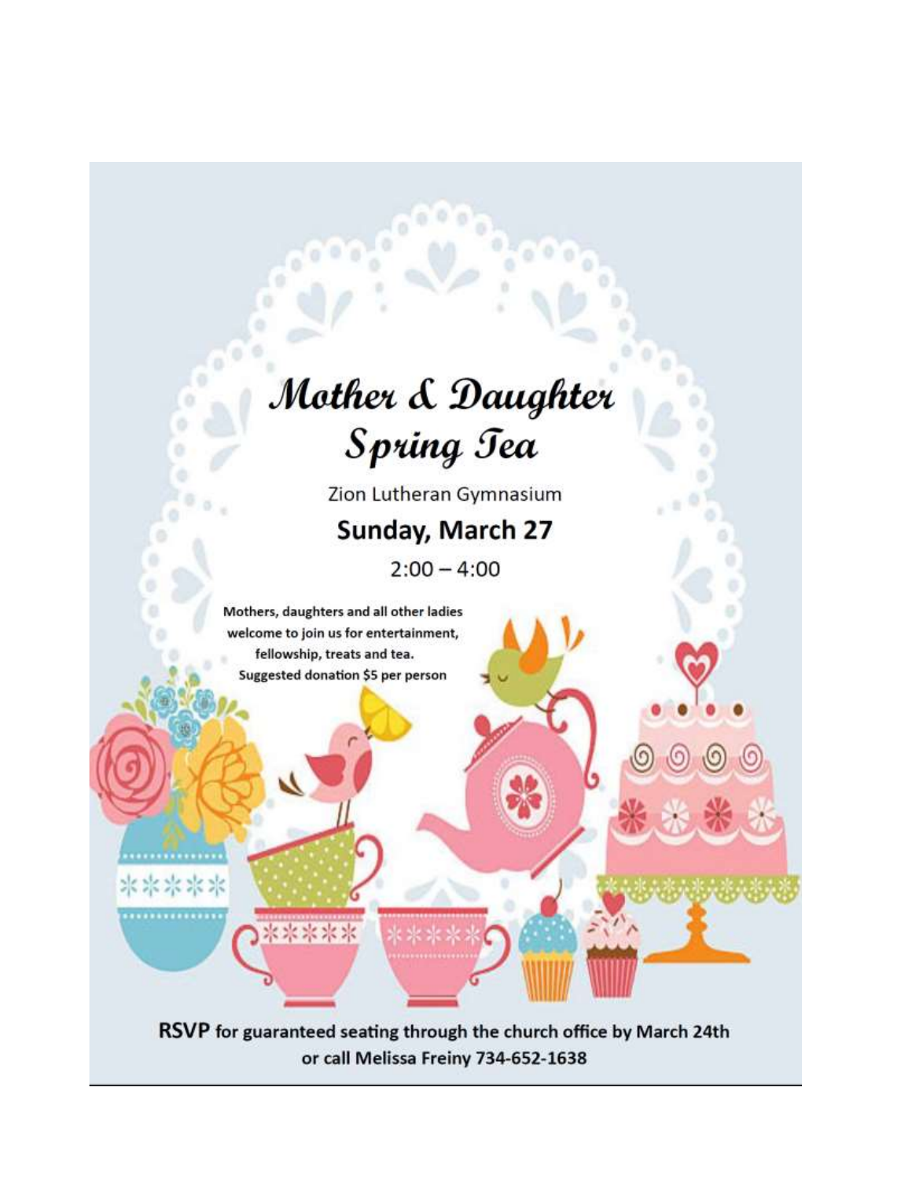# Mother & Daughter Spring Tea

Zion Lutheran Gymnasium

## Sunday, March 27

2:00 – 4:00

**Mothers, daughters and all other ladies welcome to join us for entertainment, fellowship, treats and tea.**
**Suggested donation $5 per person**

**RSVP for guaranteed seating through the church office by March 24th or call Melissa Freiny 734-652-1638**